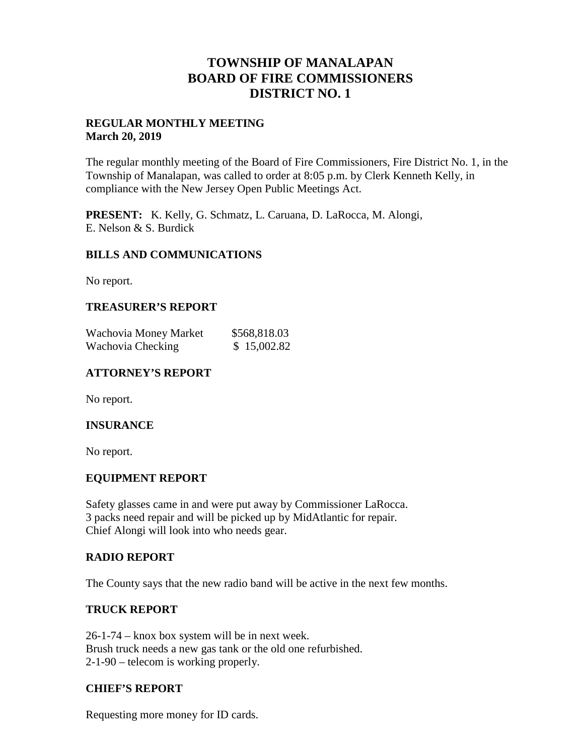# TOWNSHIP OF MANALAPAN
# BOARD OF FIRE COMMISSIONERS
# DISTRICT NO. 1

**REGULAR MONTHLY MEETING**
**March 20, 2019**

The regular monthly meeting of the Board of Fire Commissioners, Fire District No. 1, in the Township of Manalapan, was called to order at 8:05 p.m. by Clerk Kenneth Kelly, in compliance with the New Jersey Open Public Meetings Act.

**PRESENT:** K. Kelly, G. Schmatz, L. Caruana, D. LaRocca, M. Alongi, E. Nelson & S. Burdick

## BILLS AND COMMUNICATIONS

No report.

## TREASURER'S REPORT

| | |
|---|---|
| Wachovia Money Market | $568,818.03 |
| Wachovia Checking | $ 15,002.82 |

## ATTORNEY'S REPORT

No report.

## INSURANCE

No report.

## EQUIPMENT REPORT

Safety glasses came in and were put away by Commissioner LaRocca.
3 packs need repair and will be picked up by MidAtlantic for repair.
Chief Alongi will look into who needs gear.

## RADIO REPORT

The County says that the new radio band will be active in the next few months.

## TRUCK REPORT

26-1-74 – knox box system will be in next week.
Brush truck needs a new gas tank or the old one refurbished.
2-1-90 – telecom is working properly.

## CHIEF'S REPORT

Requesting more money for ID cards.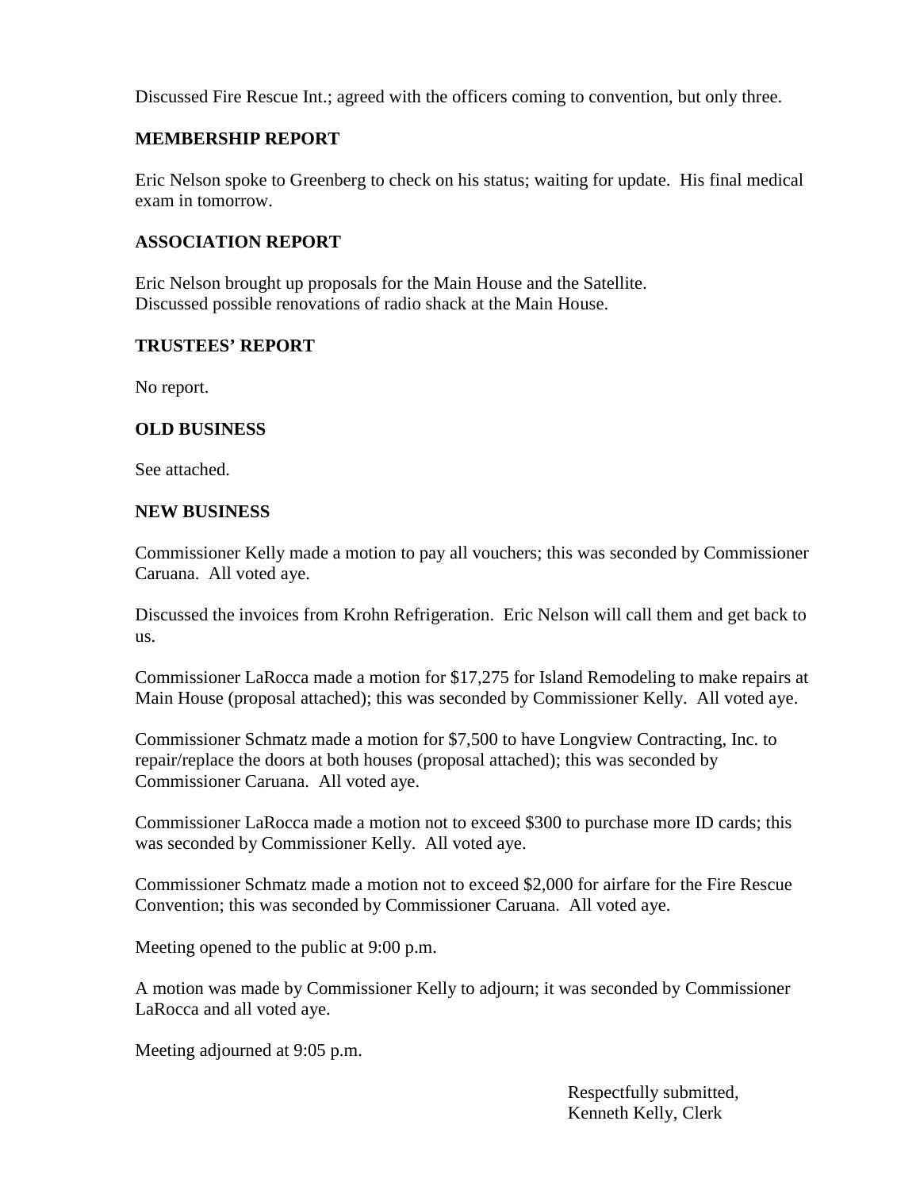Discussed Fire Rescue Int.; agreed with the officers coming to convention, but only three.

## MEMBERSHIP REPORT

Eric Nelson spoke to Greenberg to check on his status; waiting for update. His final medical exam in tomorrow.

## ASSOCIATION REPORT

Eric Nelson brought up proposals for the Main House and the Satellite.
Discussed possible renovations of radio shack at the Main House.

## TRUSTEES' REPORT

No report.

## OLD BUSINESS

See attached.

## NEW BUSINESS

Commissioner Kelly made a motion to pay all vouchers; this was seconded by Commissioner Caruana. All voted aye.

Discussed the invoices from Krohn Refrigeration. Eric Nelson will call them and get back to us.

Commissioner LaRocca made a motion for $17,275 for Island Remodeling to make repairs at Main House (proposal attached); this was seconded by Commissioner Kelly. All voted aye.

Commissioner Schmatz made a motion for $7,500 to have Longview Contracting, Inc. to repair/replace the doors at both houses (proposal attached); this was seconded by Commissioner Caruana. All voted aye.

Commissioner LaRocca made a motion not to exceed $300 to purchase more ID cards; this was seconded by Commissioner Kelly. All voted aye.

Commissioner Schmatz made a motion not to exceed $2,000 for airfare for the Fire Rescue Convention; this was seconded by Commissioner Caruana. All voted aye.

Meeting opened to the public at 9:00 p.m.

A motion was made by Commissioner Kelly to adjourn; it was seconded by Commissioner LaRocca and all voted aye.

Meeting adjourned at 9:05 p.m.

Respectfully submitted,
Kenneth Kelly, Clerk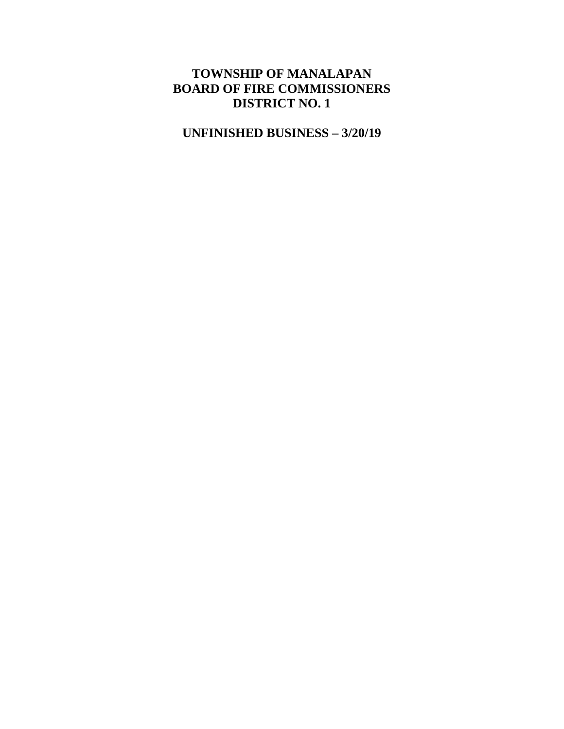# TOWNSHIP OF MANALAPAN
# BOARD OF FIRE COMMISSIONERS
# DISTRICT NO. 1

## UNFINISHED BUSINESS – 3/20/19